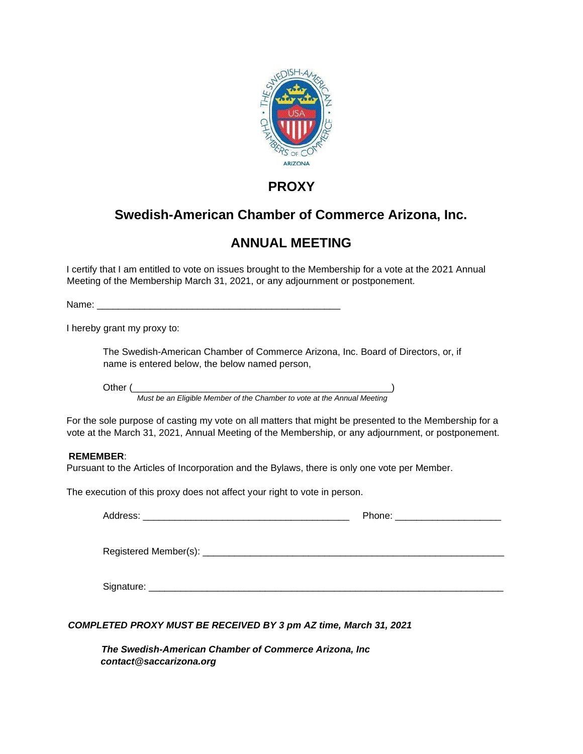# PROXY

## Swedish-American Chamber of Commerce Arizona, Inc.

## ANNUAL MEETING

I certify that I am entitled to vote on issues brought to the Membership for a vote at the 2021 Annual Meeting of the Membership March 31, 2021, or any adjournment or postponement.

Name: _______________________________________________

I hereby grant my proxy to:

The Swedish-American Chamber of Commerce Arizona, Inc. Board of Directors, or, if name is entered below, the below named person,

Other (_______________________________________________)
*Must be an Eligible Member of the Chamber to vote at the Annual Meeting*

For the sole purpose of casting my vote on all matters that might be presented to the Membership for a vote at the March 31, 2021, Annual Meeting of the Membership, or any adjournment, or postponement.

**REMEMBER**:
Pursuant to the Articles of Incorporation and the Bylaws, there is only one vote per Member.

The execution of this proxy does not affect your right to vote in person.

Address: ________________________________________ Phone: ____________________

Registered Member(s): __________________________________________________________

Signature: _________________________________________________________________

***COMPLETED PROXY MUST BE RECEIVED BY 3 pm AZ time, March 31, 2021***

***The Swedish-American Chamber of Commerce Arizona, Inc***
***contact@saccarizona.org***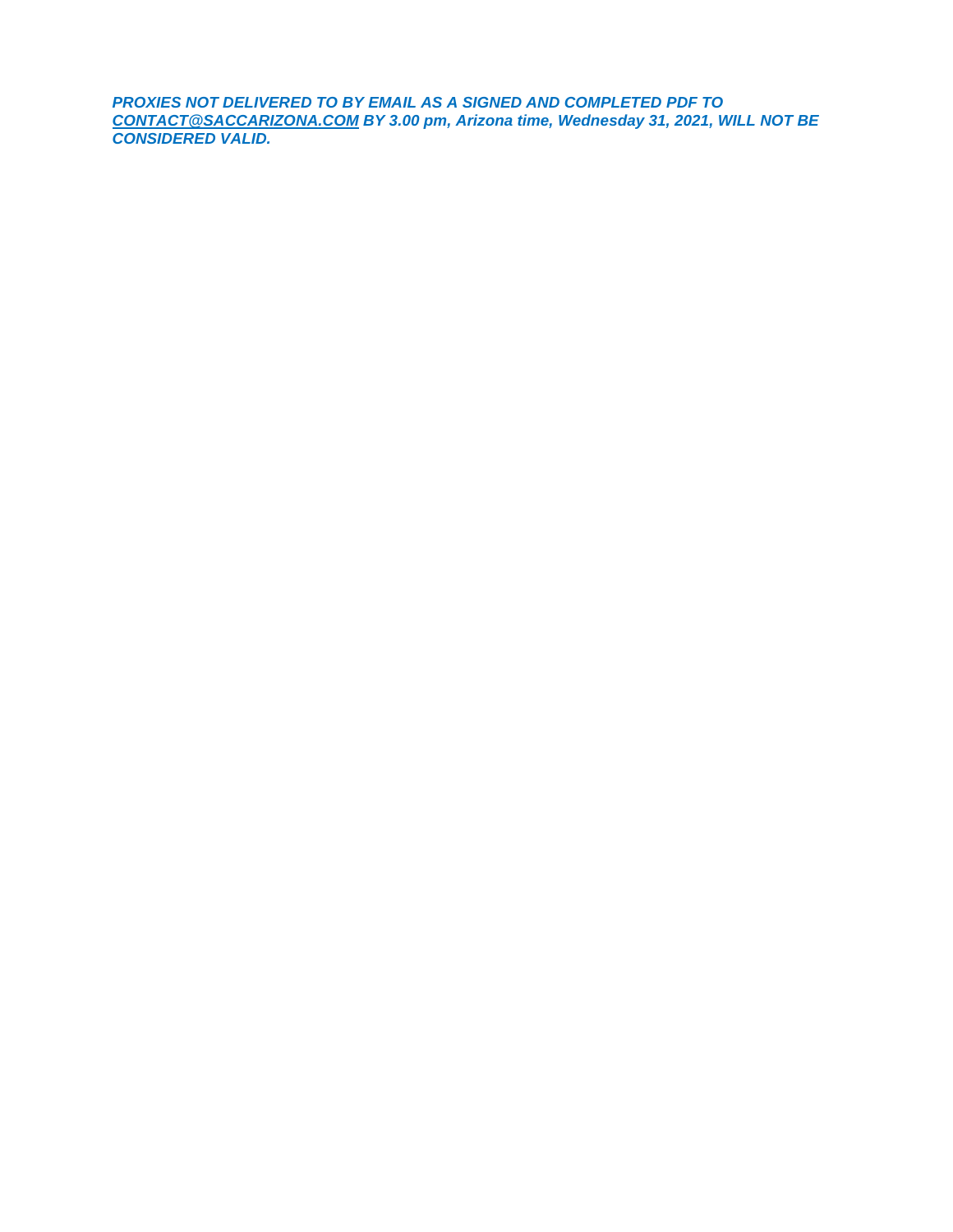***PROXIES NOT DELIVERED TO BY EMAIL AS A SIGNED AND COMPLETED PDF TO CONTACT@SACCARIZONA.COM BY 3.00 pm, Arizona time, Wednesday 31, 2021, WILL NOT BE CONSIDERED VALID.***